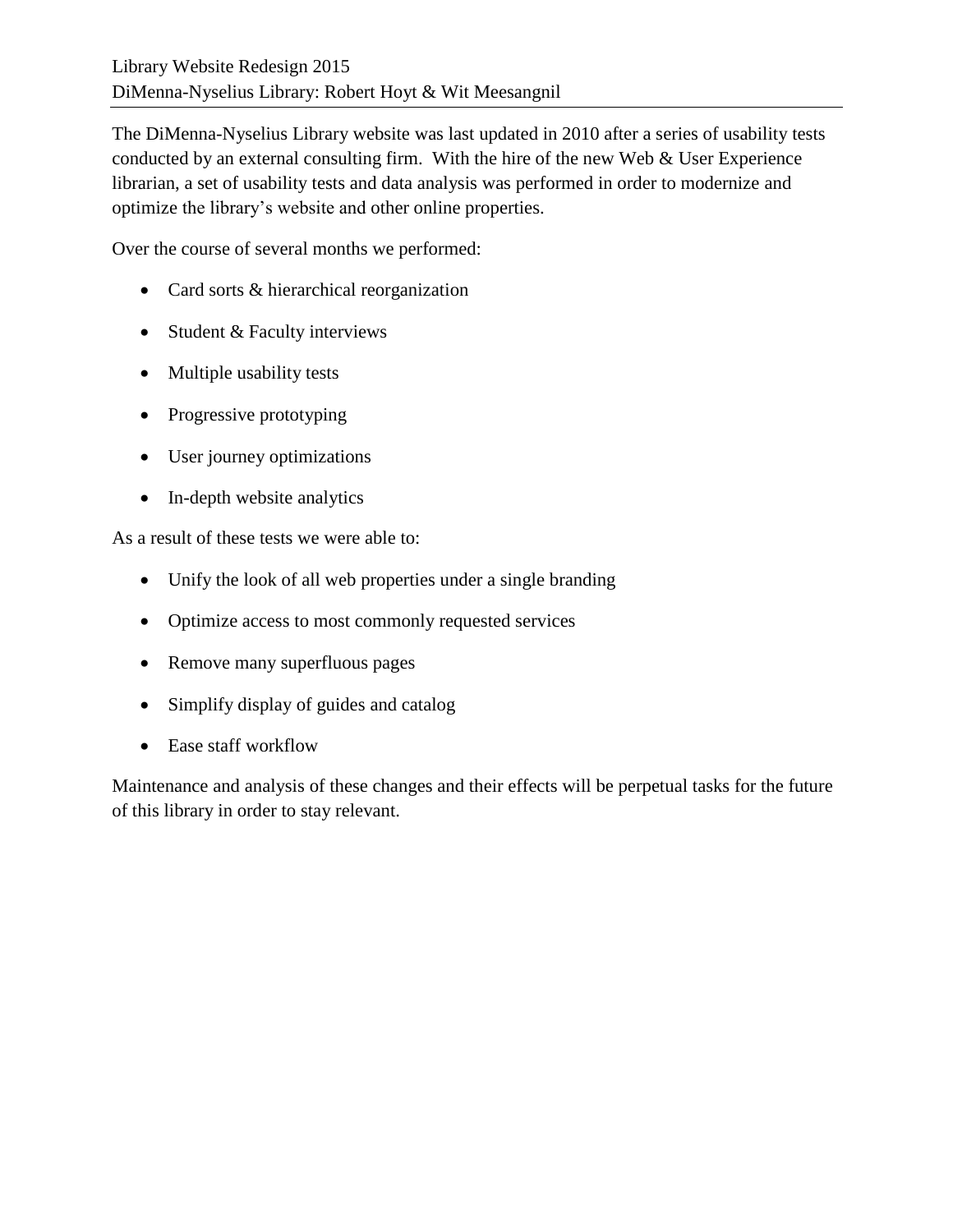Library Website Redesign 2015
DiMenna-Nyselius Library: Robert Hoyt & Wit Meesangnil

---

The DiMenna-Nyselius Library website was last updated in 2010 after a series of usability tests conducted by an external consulting firm. With the hire of the new Web & User Experience librarian, a set of usability tests and data analysis was performed in order to modernize and optimize the library's website and other online properties.

Over the course of several months we performed:

- Card sorts & hierarchical reorganization
- Student & Faculty interviews
- Multiple usability tests
- Progressive prototyping
- User journey optimizations
- In-depth website analytics

As a result of these tests we were able to:

- Unify the look of all web properties under a single branding
- Optimize access to most commonly requested services
- Remove many superfluous pages
- Simplify display of guides and catalog
- Ease staff workflow

Maintenance and analysis of these changes and their effects will be perpetual tasks for the future of this library in order to stay relevant.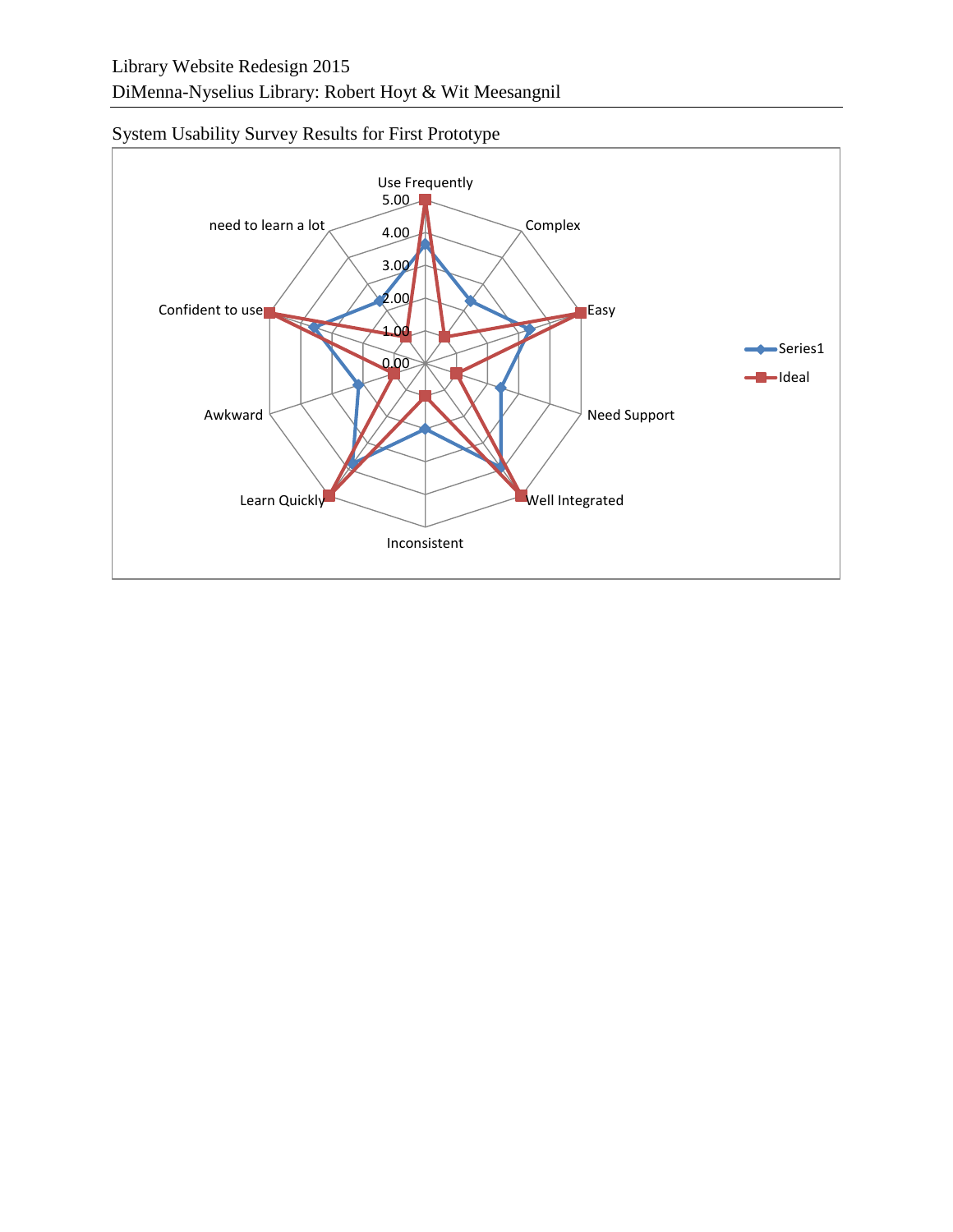System Usability Survey Results for First Prototype

Use Frequently
5.00
4.00
3.00
2.00
1.00
0.00
Complex
Easy
Need Support
Well Integrated
Inconsistent
Learn Quickly
Awkward
Confident to use
need to learn a lot

Series1
Ideal